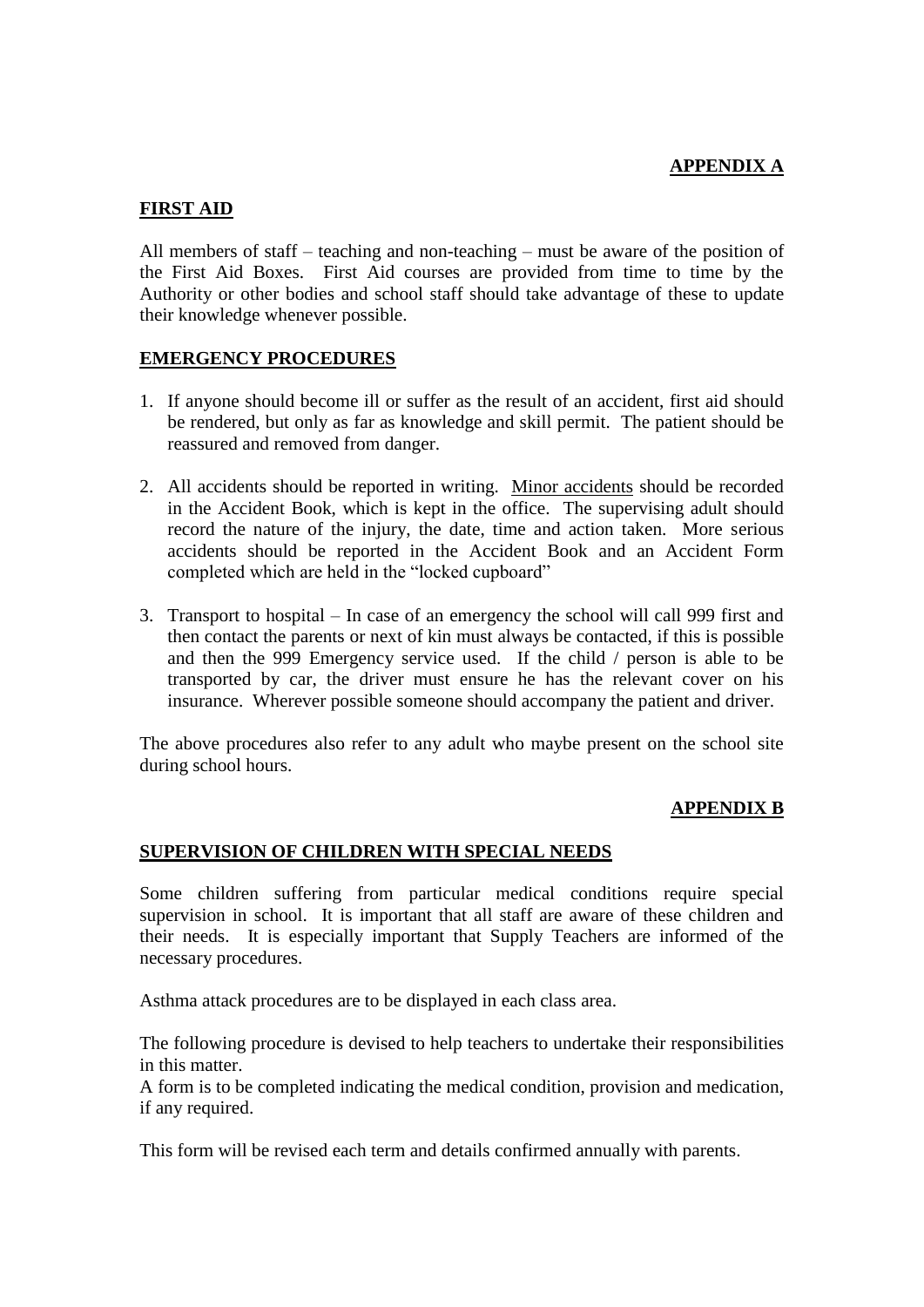**APPENDIX A**

## FIRST AID

All members of staff – teaching and non-teaching – must be aware of the position of the First Aid Boxes. First Aid courses are provided from time to time by the Authority or other bodies and school staff should take advantage of these to update their knowledge whenever possible.

## EMERGENCY PROCEDURES

1. If anyone should become ill or suffer as the result of an accident, first aid should be rendered, but only as far as knowledge and skill permit. The patient should be reassured and removed from danger.

2. All accidents should be reported in writing. Minor accidents should be recorded in the Accident Book, which is kept in the office. The supervising adult should record the nature of the injury, the date, time and action taken. More serious accidents should be reported in the Accident Book and an Accident Form completed which are held in the "locked cupboard"

3. Transport to hospital – In case of an emergency the school will call 999 first and then contact the parents or next of kin must always be contacted, if this is possible and then the 999 Emergency service used. If the child / person is able to be transported by car, the driver must ensure he has the relevant cover on his insurance. Wherever possible someone should accompany the patient and driver.

The above procedures also refer to any adult who maybe present on the school site during school hours.

**APPENDIX B**

## SUPERVISION OF CHILDREN WITH SPECIAL NEEDS

Some children suffering from particular medical conditions require special supervision in school. It is important that all staff are aware of these children and their needs. It is especially important that Supply Teachers are informed of the necessary procedures.

Asthma attack procedures are to be displayed in each class area.

The following procedure is devised to help teachers to undertake their responsibilities in this matter.
A form is to be completed indicating the medical condition, provision and medication, if any required.

This form will be revised each term and details confirmed annually with parents.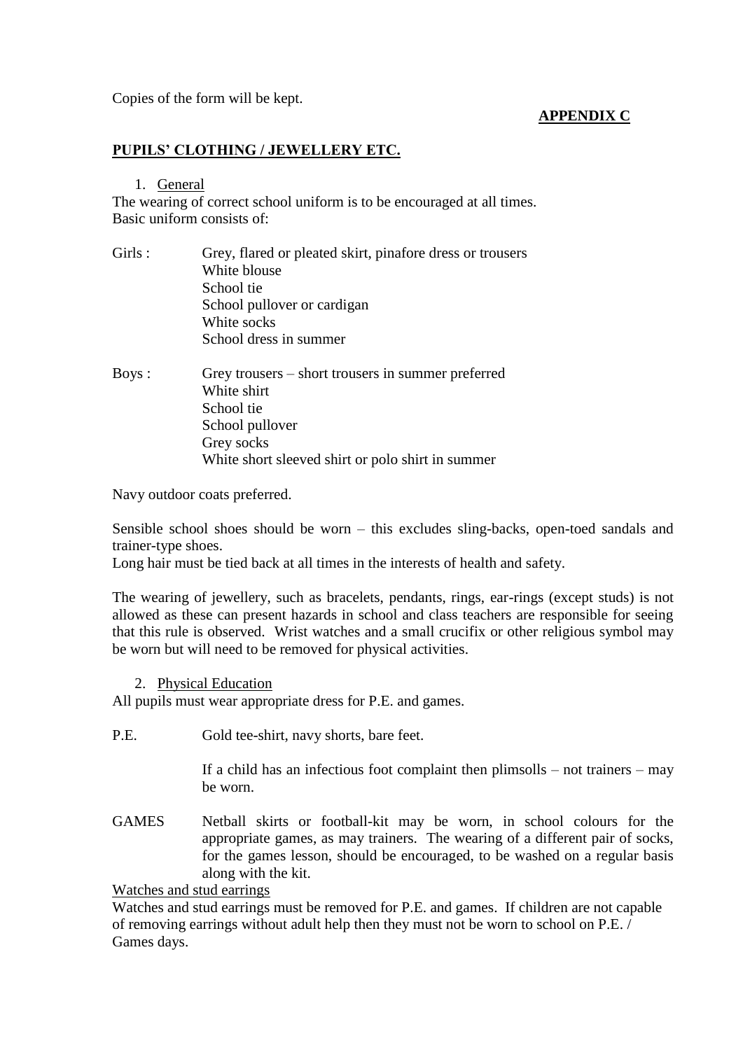Copies of the form will be kept.

**APPENDIX C**

## PUPILS' CLOTHING / JEWELLERY ETC.

1. General

The wearing of correct school uniform is to be encouraged at all times.
Basic uniform consists of:

Girls :
- Grey, flared or pleated skirt, pinafore dress or trousers
- White blouse
- School tie
- School pullover or cardigan
- White socks
- School dress in summer

Boys :
- Grey trousers – short trousers in summer preferred
- White shirt
- School tie
- School pullover
- Grey socks
- White short sleeved shirt or polo shirt in summer

Navy outdoor coats preferred.

Sensible school shoes should be worn – this excludes sling-backs, open-toed sandals and trainer-type shoes.
Long hair must be tied back at all times in the interests of health and safety.

The wearing of jewellery, such as bracelets, pendants, rings, ear-rings (except studs) is not allowed as these can present hazards in school and class teachers are responsible for seeing that this rule is observed. Wrist watches and a small crucifix or other religious symbol may be worn but will need to be removed for physical activities.

2. Physical Education

All pupils must wear appropriate dress for P.E. and games.

P.E. Gold tee-shirt, navy shorts, bare feet.

If a child has an infectious foot complaint then plimsolls – not trainers – may be worn.

GAMES Netball skirts or football-kit may be worn, in school colours for the appropriate games, as may trainers. The wearing of a different pair of socks, for the games lesson, should be encouraged, to be washed on a regular basis along with the kit.

Watches and stud earrings

Watches and stud earrings must be removed for P.E. and games. If children are not capable of removing earrings without adult help then they must not be worn to school on P.E. / Games days.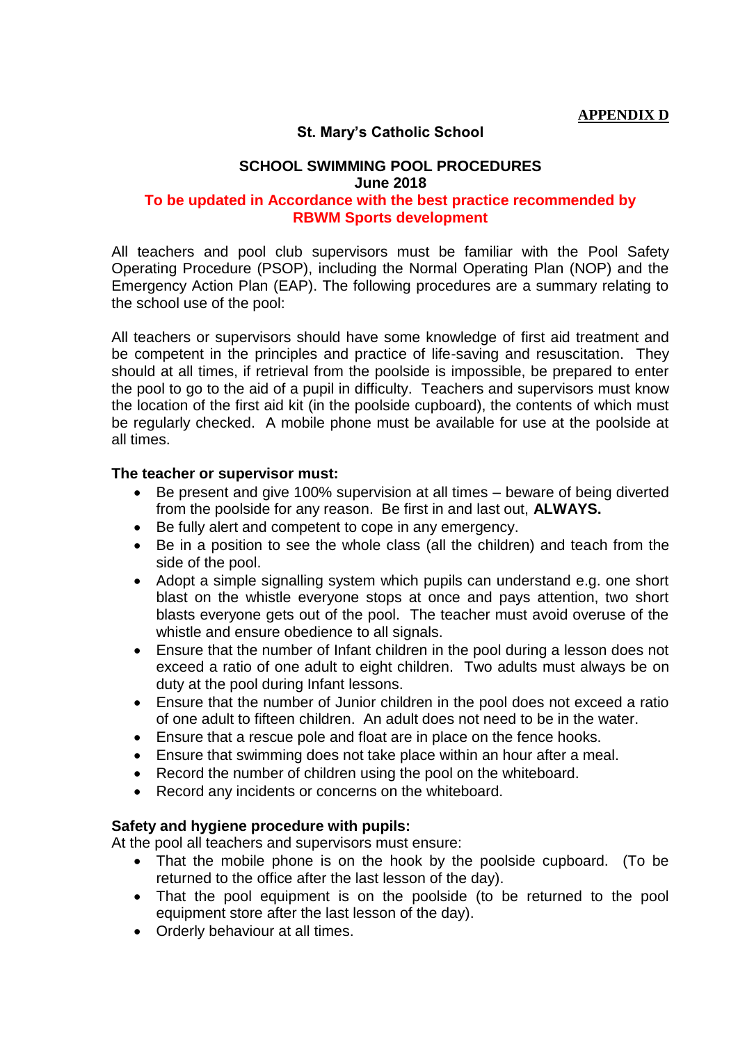**APPENDIX D**

**St. Mary's Catholic School**

**SCHOOL SWIMMING POOL PROCEDURES**
**June 2018**
**To be updated in Accordance with the best practice recommended by RBWM Sports development**

All teachers and pool club supervisors must be familiar with the Pool Safety Operating Procedure (PSOP), including the Normal Operating Plan (NOP) and the Emergency Action Plan (EAP). The following procedures are a summary relating to the school use of the pool:

All teachers or supervisors should have some knowledge of first aid treatment and be competent in the principles and practice of life-saving and resuscitation. They should at all times, if retrieval from the poolside is impossible, be prepared to enter the pool to go to the aid of a pupil in difficulty. Teachers and supervisors must know the location of the first aid kit (in the poolside cupboard), the contents of which must be regularly checked. A mobile phone must be available for use at the poolside at all times.

**The teacher or supervisor must:**

- Be present and give 100% supervision at all times – beware of being diverted from the poolside for any reason. Be first in and last out, **ALWAYS.**
- Be fully alert and competent to cope in any emergency.
- Be in a position to see the whole class (all the children) and teach from the side of the pool.
- Adopt a simple signalling system which pupils can understand e.g. one short blast on the whistle everyone stops at once and pays attention, two short blasts everyone gets out of the pool. The teacher must avoid overuse of the whistle and ensure obedience to all signals.
- Ensure that the number of Infant children in the pool during a lesson does not exceed a ratio of one adult to eight children. Two adults must always be on duty at the pool during Infant lessons.
- Ensure that the number of Junior children in the pool does not exceed a ratio of one adult to fifteen children. An adult does not need to be in the water.
- Ensure that a rescue pole and float are in place on the fence hooks.
- Ensure that swimming does not take place within an hour after a meal.
- Record the number of children using the pool on the whiteboard.
- Record any incidents or concerns on the whiteboard.

**Safety and hygiene procedure with pupils:**
At the pool all teachers and supervisors must ensure:

- That the mobile phone is on the hook by the poolside cupboard. (To be returned to the office after the last lesson of the day).
- That the pool equipment is on the poolside (to be returned to the pool equipment store after the last lesson of the day).
- Orderly behaviour at all times.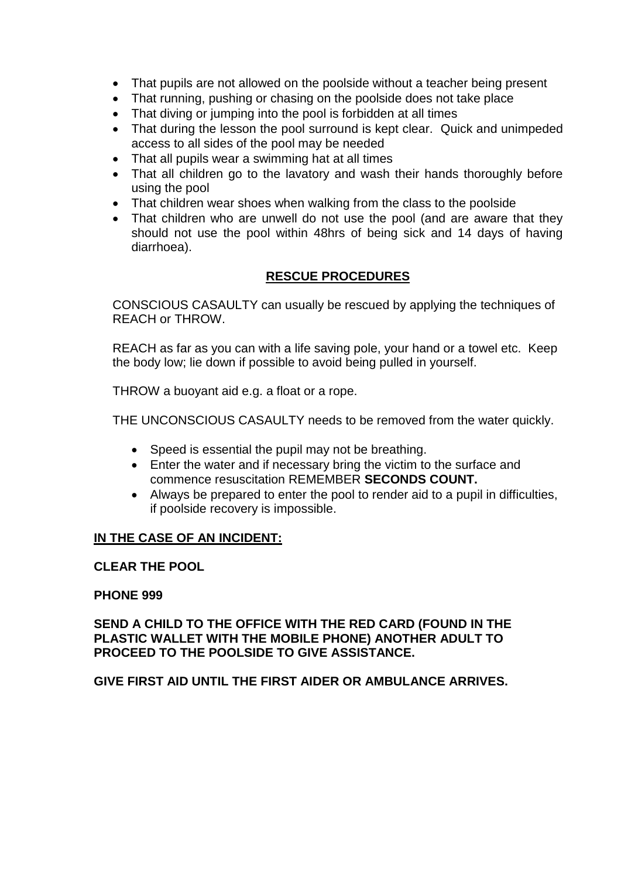- That pupils are not allowed on the poolside without a teacher being present
- That running, pushing or chasing on the poolside does not take place
- That diving or jumping into the pool is forbidden at all times
- That during the lesson the pool surround is kept clear. Quick and unimpeded access to all sides of the pool may be needed
- That all pupils wear a swimming hat at all times
- That all children go to the lavatory and wash their hands thoroughly before using the pool
- That children wear shoes when walking from the class to the poolside
- That children who are unwell do not use the pool (and are aware that they should not use the pool within 48hrs of being sick and 14 days of having diarrhoea).

## RESCUE PROCEDURES

CONSCIOUS CASAULTY can usually be rescued by applying the techniques of REACH or THROW.

REACH as far as you can with a life saving pole, your hand or a towel etc. Keep the body low; lie down if possible to avoid being pulled in yourself.

THROW a buoyant aid e.g. a float or a rope.

THE UNCONSCIOUS CASAULTY needs to be removed from the water quickly.

- Speed is essential the pupil may not be breathing.
- Enter the water and if necessary bring the victim to the surface and commence resuscitation REMEMBER **SECONDS COUNT.**
- Always be prepared to enter the pool to render aid to a pupil in difficulties, if poolside recovery is impossible.

**IN THE CASE OF AN INCIDENT:**

**CLEAR THE POOL**

**PHONE 999**

**SEND A CHILD TO THE OFFICE WITH THE RED CARD (FOUND IN THE PLASTIC WALLET WITH THE MOBILE PHONE) ANOTHER ADULT TO PROCEED TO THE POOLSIDE TO GIVE ASSISTANCE.**

**GIVE FIRST AID UNTIL THE FIRST AIDER OR AMBULANCE ARRIVES.**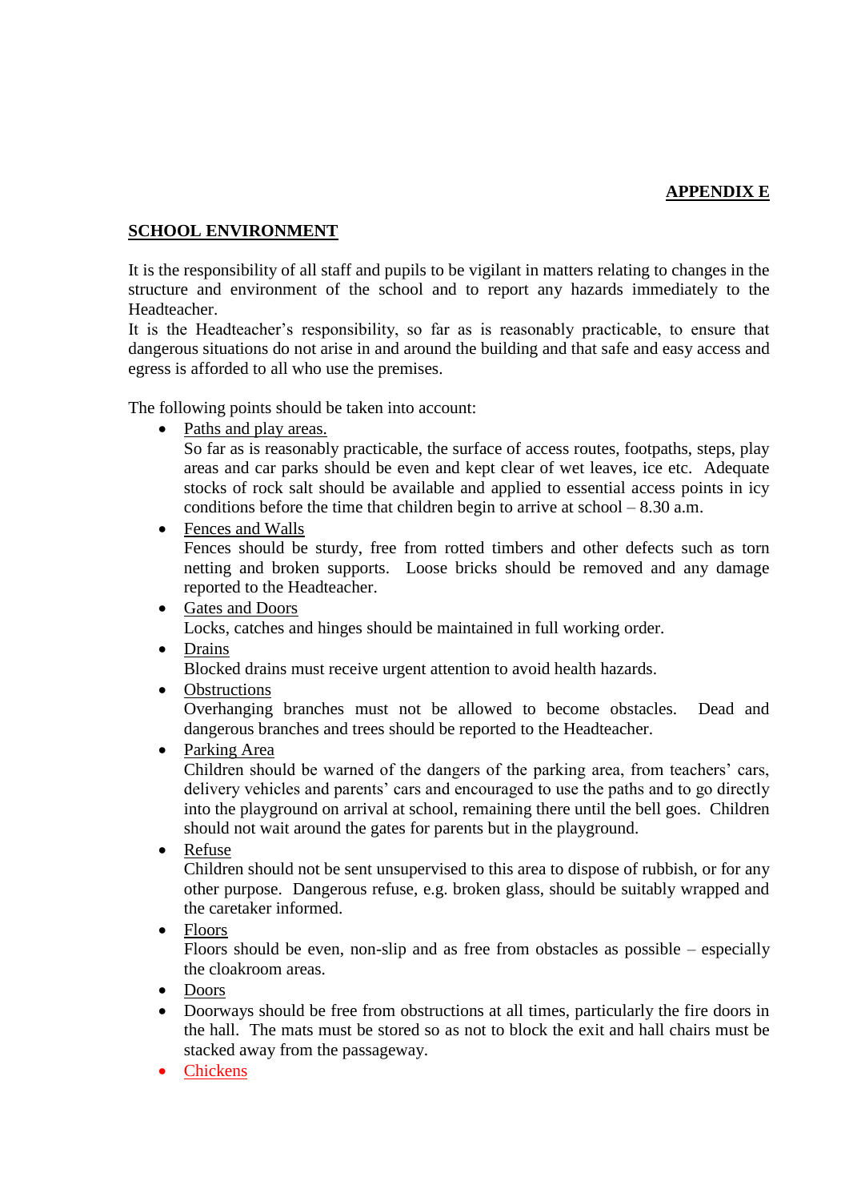**APPENDIX E**

## SCHOOL ENVIRONMENT

It is the responsibility of all staff and pupils to be vigilant in matters relating to changes in the structure and environment of the school and to report any hazards immediately to the Headteacher.
It is the Headteacher's responsibility, so far as is reasonably practicable, to ensure that dangerous situations do not arise in and around the building and that safe and easy access and egress is afforded to all who use the premises.

The following points should be taken into account:

- Paths and play areas.
  So far as is reasonably practicable, the surface of access routes, footpaths, steps, play areas and car parks should be even and kept clear of wet leaves, ice etc. Adequate stocks of rock salt should be available and applied to essential access points in icy conditions before the time that children begin to arrive at school – 8.30 a.m.
- Fences and Walls
  Fences should be sturdy, free from rotted timbers and other defects such as torn netting and broken supports. Loose bricks should be removed and any damage reported to the Headteacher.
- Gates and Doors
  Locks, catches and hinges should be maintained in full working order.
- Drains
  Blocked drains must receive urgent attention to avoid health hazards.
- Obstructions
  Overhanging branches must not be allowed to become obstacles. Dead and dangerous branches and trees should be reported to the Headteacher.
- Parking Area
  Children should be warned of the dangers of the parking area, from teachers' cars, delivery vehicles and parents' cars and encouraged to use the paths and to go directly into the playground on arrival at school, remaining there until the bell goes. Children should not wait around the gates for parents but in the playground.
- Refuse
  Children should not be sent unsupervised to this area to dispose of rubbish, or for any other purpose. Dangerous refuse, e.g. broken glass, should be suitably wrapped and the caretaker informed.
- Floors
  Floors should be even, non-slip and as free from obstacles as possible – especially the cloakroom areas.
- Doors
- Doorways should be free from obstructions at all times, particularly the fire doors in the hall. The mats must be stored so as not to block the exit and hall chairs must be stacked away from the passageway.
- Chickens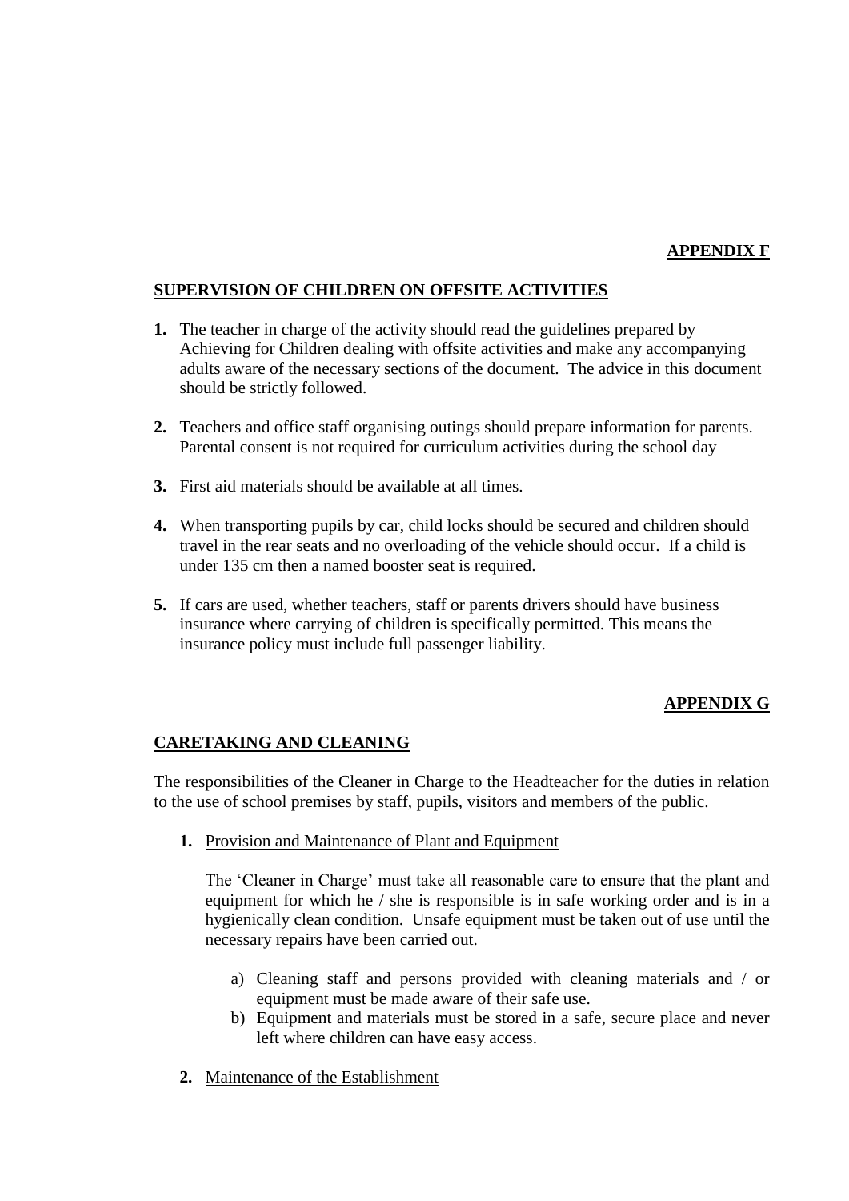**APPENDIX F**

**SUPERVISION OF CHILDREN ON OFFSITE ACTIVITIES**

1. The teacher in charge of the activity should read the guidelines prepared by Achieving for Children dealing with offsite activities and make any accompanying adults aware of the necessary sections of the document. The advice in this document should be strictly followed.

2. Teachers and office staff organising outings should prepare information for parents. Parental consent is not required for curriculum activities during the school day

3. First aid materials should be available at all times.

4. When transporting pupils by car, child locks should be secured and children should travel in the rear seats and no overloading of the vehicle should occur. If a child is under 135 cm then a named booster seat is required.

5. If cars are used, whether teachers, staff or parents drivers should have business insurance where carrying of children is specifically permitted. This means the insurance policy must include full passenger liability.

**APPENDIX G**

**CARETAKING AND CLEANING**

The responsibilities of the Cleaner in Charge to the Headteacher for the duties in relation to the use of school premises by staff, pupils, visitors and members of the public.

1. Provision and Maintenance of Plant and Equipment

   The 'Cleaner in Charge' must take all reasonable care to ensure that the plant and equipment for which he / she is responsible is in safe working order and is in a hygienically clean condition. Unsafe equipment must be taken out of use until the necessary repairs have been carried out.

   a) Cleaning staff and persons provided with cleaning materials and / or equipment must be made aware of their safe use.
   b) Equipment and materials must be stored in a safe, secure place and never left where children can have easy access.

2. Maintenance of the Establishment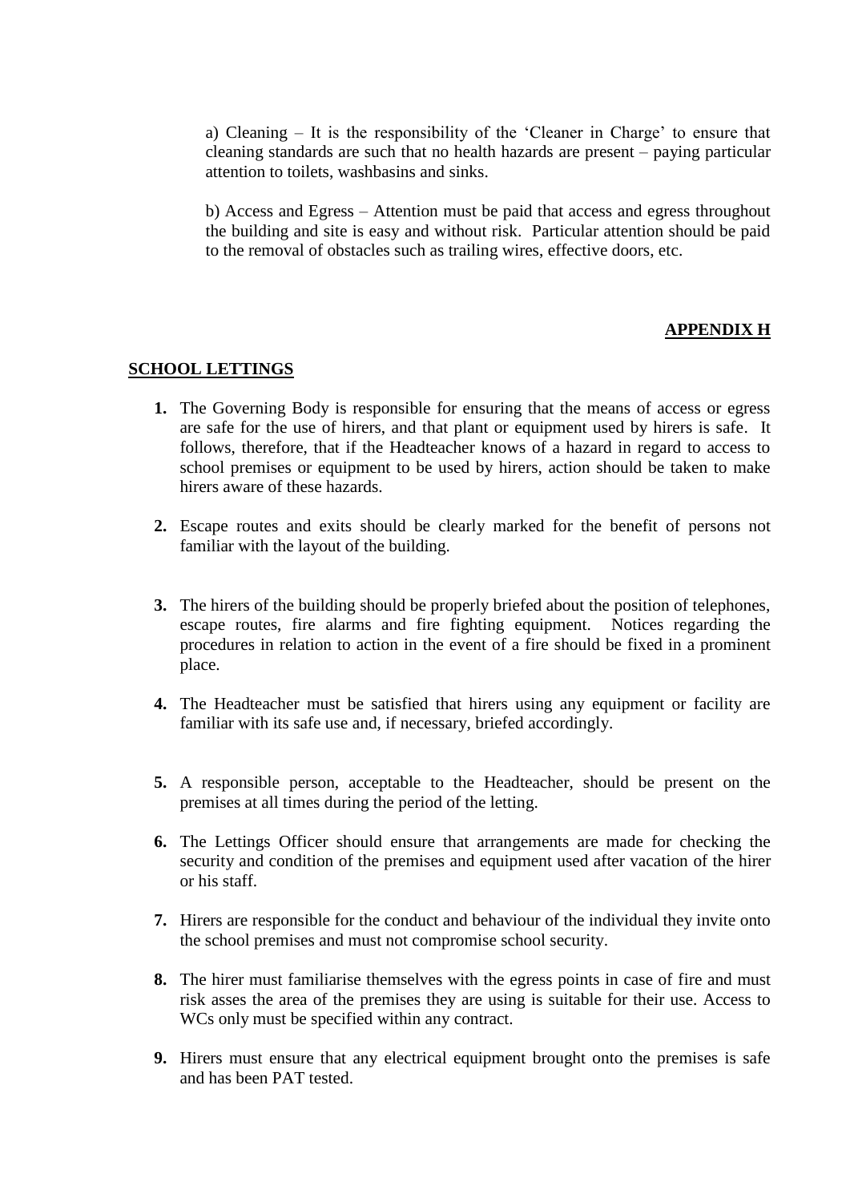a) Cleaning – It is the responsibility of the 'Cleaner in Charge' to ensure that cleaning standards are such that no health hazards are present – paying particular attention to toilets, washbasins and sinks.

b) Access and Egress – Attention must be paid that access and egress throughout the building and site is easy and without risk. Particular attention should be paid to the removal of obstacles such as trailing wires, effective doors, etc.

**APPENDIX H**

## SCHOOL LETTINGS

1. The Governing Body is responsible for ensuring that the means of access or egress are safe for the use of hirers, and that plant or equipment used by hirers is safe. It follows, therefore, that if the Headteacher knows of a hazard in regard to access to school premises or equipment to be used by hirers, action should be taken to make hirers aware of these hazards.

2. Escape routes and exits should be clearly marked for the benefit of persons not familiar with the layout of the building.

3. The hirers of the building should be properly briefed about the position of telephones, escape routes, fire alarms and fire fighting equipment. Notices regarding the procedures in relation to action in the event of a fire should be fixed in a prominent place.

4. The Headteacher must be satisfied that hirers using any equipment or facility are familiar with its safe use and, if necessary, briefed accordingly.

5. A responsible person, acceptable to the Headteacher, should be present on the premises at all times during the period of the letting.

6. The Lettings Officer should ensure that arrangements are made for checking the security and condition of the premises and equipment used after vacation of the hirer or his staff.

7. Hirers are responsible for the conduct and behaviour of the individual they invite onto the school premises and must not compromise school security.

8. The hirer must familiarise themselves with the egress points in case of fire and must risk asses the area of the premises they are using is suitable for their use. Access to WCs only must be specified within any contract.

9. Hirers must ensure that any electrical equipment brought onto the premises is safe and has been PAT tested.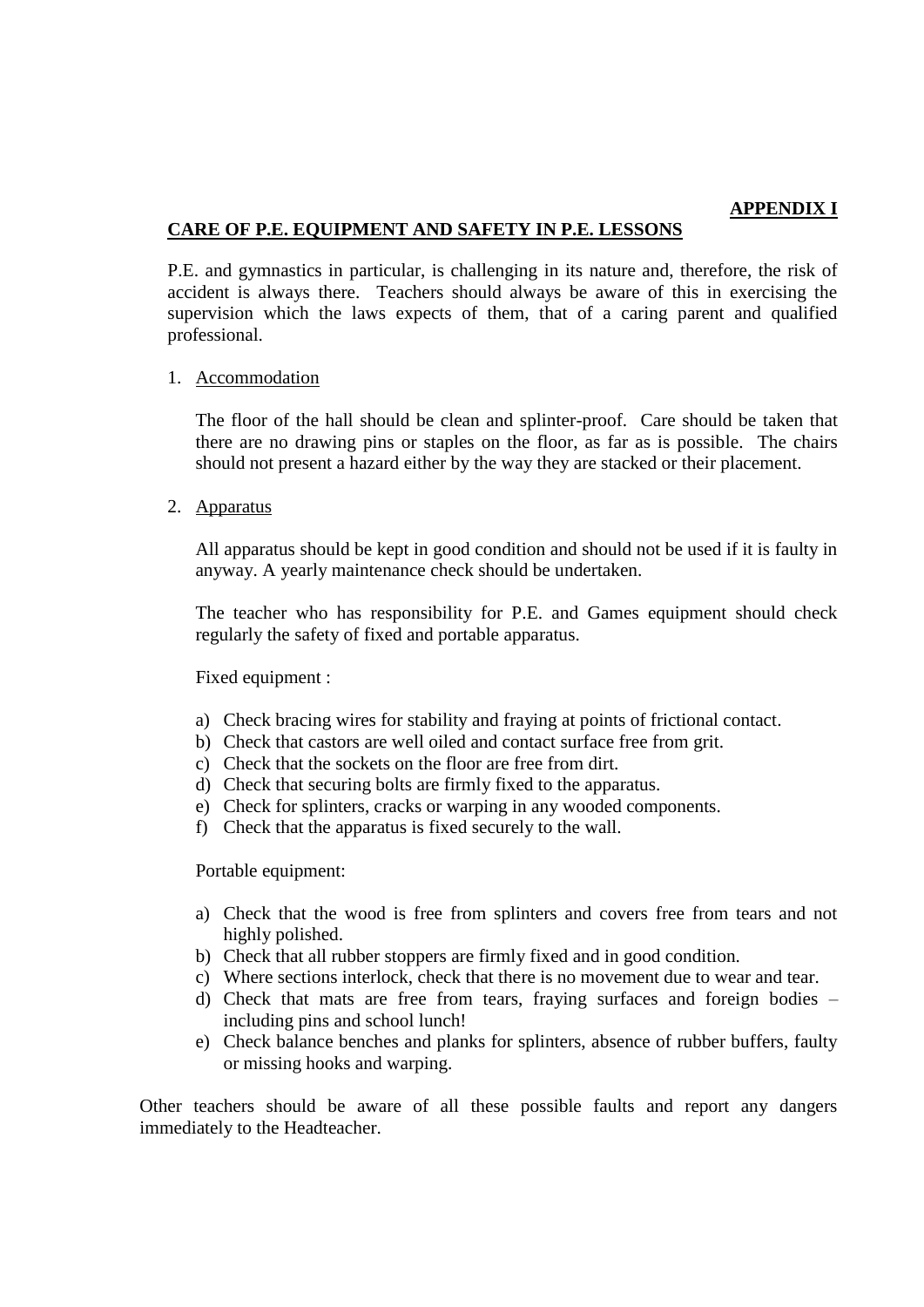**APPENDIX I**

**CARE OF P.E. EQUIPMENT AND SAFETY IN P.E. LESSONS**

P.E. and gymnastics in particular, is challenging in its nature and, therefore, the risk of accident is always there. Teachers should always be aware of this in exercising the supervision which the laws expects of them, that of a caring parent and qualified professional.

1. Accommodation

   The floor of the hall should be clean and splinter-proof. Care should be taken that there are no drawing pins or staples on the floor, as far as is possible. The chairs should not present a hazard either by the way they are stacked or their placement.

2. Apparatus

   All apparatus should be kept in good condition and should not be used if it is faulty in anyway. A yearly maintenance check should be undertaken.

   The teacher who has responsibility for P.E. and Games equipment should check regularly the safety of fixed and portable apparatus.

   Fixed equipment :

   a) Check bracing wires for stability and fraying at points of frictional contact.
   b) Check that castors are well oiled and contact surface free from grit.
   c) Check that the sockets on the floor are free from dirt.
   d) Check that securing bolts are firmly fixed to the apparatus.
   e) Check for splinters, cracks or warping in any wooded components.
   f) Check that the apparatus is fixed securely to the wall.

   Portable equipment:

   a) Check that the wood is free from splinters and covers free from tears and not highly polished.
   b) Check that all rubber stoppers are firmly fixed and in good condition.
   c) Where sections interlock, check that there is no movement due to wear and tear.
   d) Check that mats are free from tears, fraying surfaces and foreign bodies – including pins and school lunch!
   e) Check balance benches and planks for splinters, absence of rubber buffers, faulty or missing hooks and warping.

Other teachers should be aware of all these possible faults and report any dangers immediately to the Headteacher.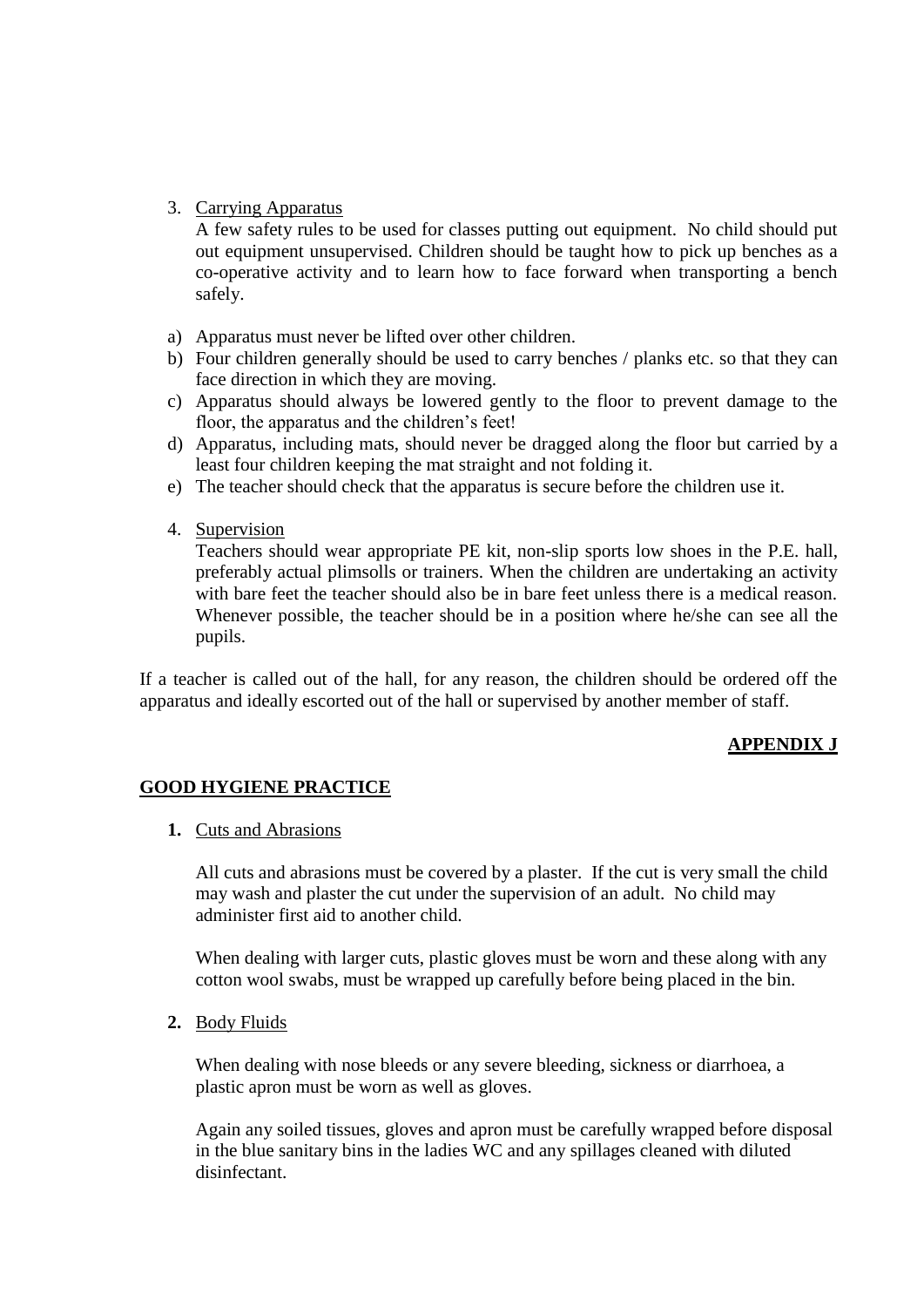3. Carrying Apparatus

   A few safety rules to be used for classes putting out equipment. No child should put out equipment unsupervised. Children should be taught how to pick up benches as a co-operative activity and to learn how to face forward when transporting a bench safely.

a) Apparatus must never be lifted over other children.
b) Four children generally should be used to carry benches / planks etc. so that they can face direction in which they are moving.
c) Apparatus should always be lowered gently to the floor to prevent damage to the floor, the apparatus and the children's feet!
d) Apparatus, including mats, should never be dragged along the floor but carried by a least four children keeping the mat straight and not folding it.
e) The teacher should check that the apparatus is secure before the children use it.

4. Supervision

   Teachers should wear appropriate PE kit, non-slip sports low shoes in the P.E. hall, preferably actual plimsolls or trainers. When the children are undertaking an activity with bare feet the teacher should also be in bare feet unless there is a medical reason. Whenever possible, the teacher should be in a position where he/she can see all the pupils.

If a teacher is called out of the hall, for any reason, the children should be ordered off the apparatus and ideally escorted out of the hall or supervised by another member of staff.

**APPENDIX J**

## GOOD HYGIENE PRACTICE

**1.** Cuts and Abrasions

All cuts and abrasions must be covered by a plaster. If the cut is very small the child may wash and plaster the cut under the supervision of an adult. No child may administer first aid to another child.

When dealing with larger cuts, plastic gloves must be worn and these along with any cotton wool swabs, must be wrapped up carefully before being placed in the bin.

**2.** Body Fluids

When dealing with nose bleeds or any severe bleeding, sickness or diarrhoea, a plastic apron must be worn as well as gloves.

Again any soiled tissues, gloves and apron must be carefully wrapped before disposal in the blue sanitary bins in the ladies WC and any spillages cleaned with diluted disinfectant.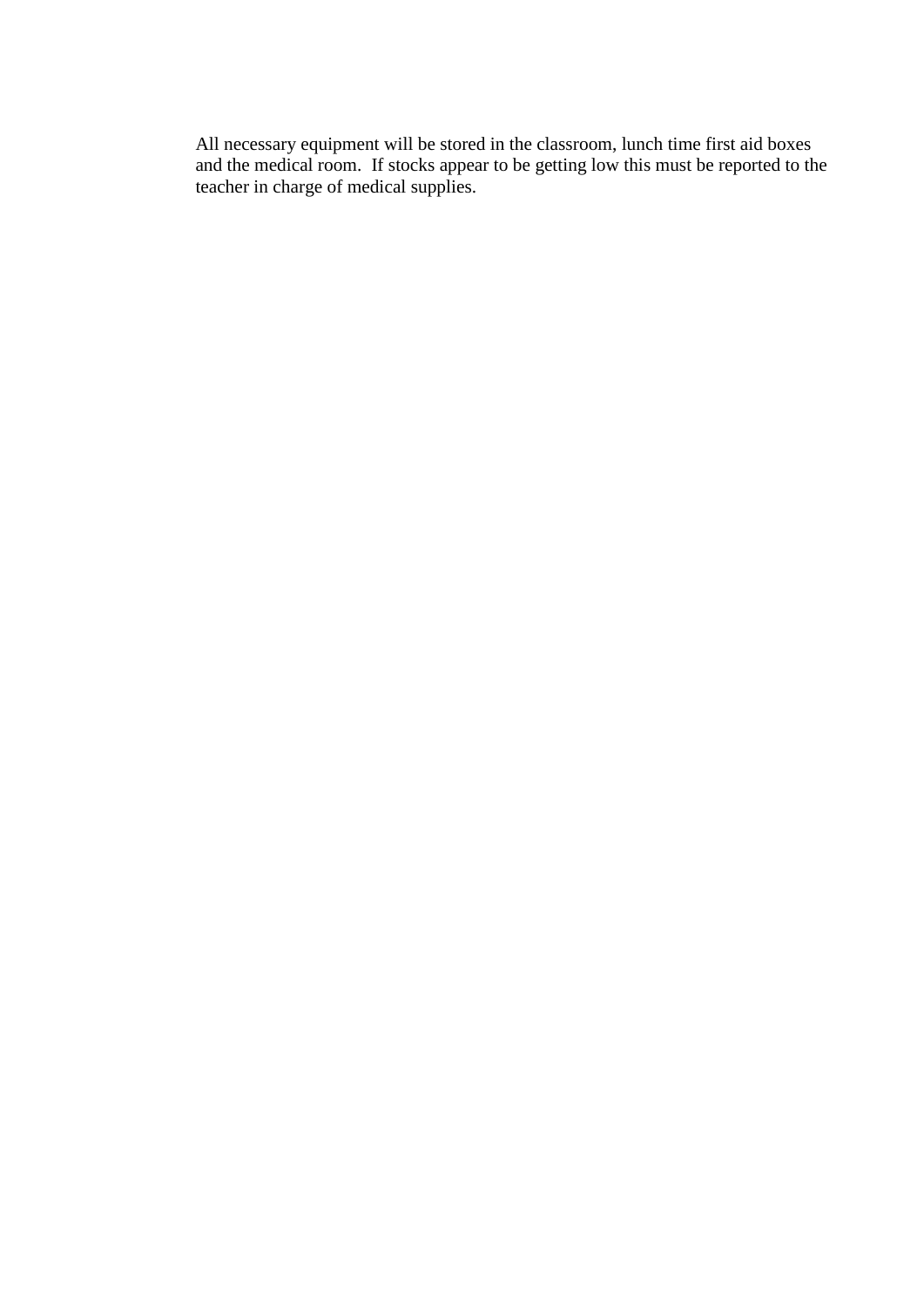All necessary equipment will be stored in the classroom, lunch time first aid boxes and the medical room.  If stocks appear to be getting low this must be reported to the teacher in charge of medical supplies.